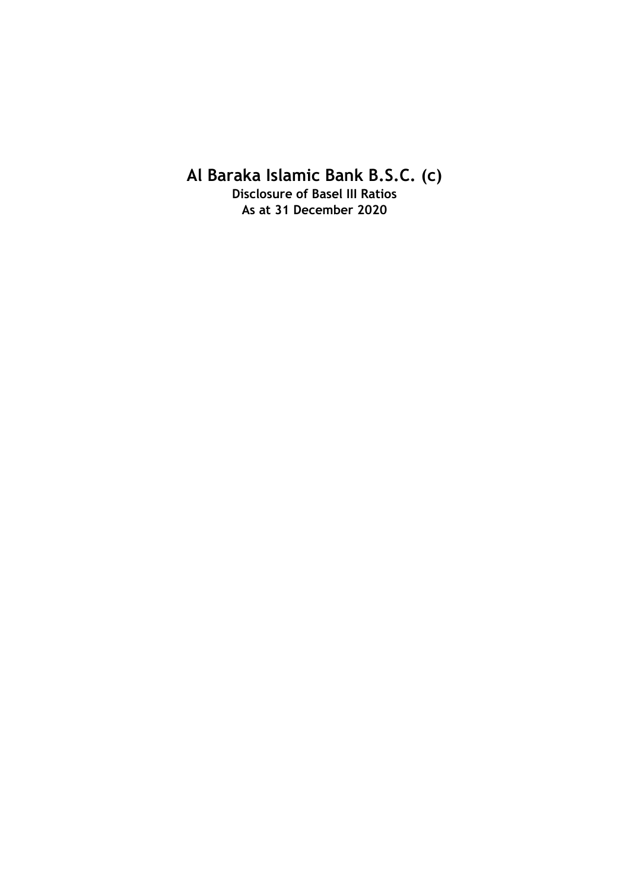# Al Baraka Islamic Bank B.S.C. (c)

**Disclosure of Basel III Ratios**
**As at 31 December 2020**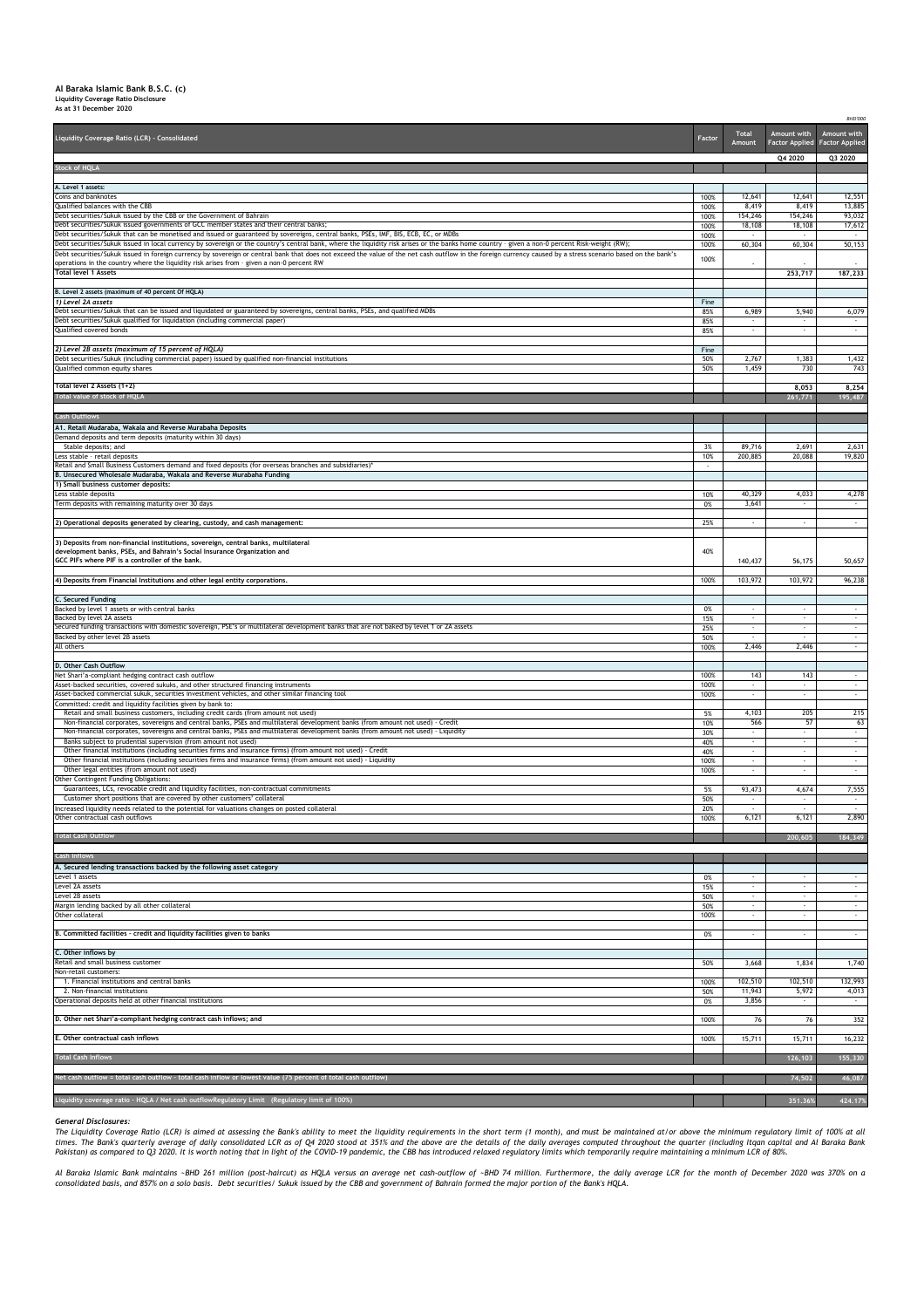# Al Baraka Islamic Bank B.S.C. (c)

**Liquidity Coverage Ratio Disclosure**

**As at 31 December 2020**

BHD'000

| Liquidity Coverage Ratio (LCR) - Consolidated | Factor | Total Amount | Amount with Factor Applied | Amount with Factor Applied |
|---|---|---|---|---|
| | | | Q4 2020 | Q3 2020 |
| **Stock of HQLA** | | | | |
| **A. Level 1 assets:** | | | | |
| Coins and banknotes | 100% | 12,641 | 12,641 | 12,551 |
| Qualified balances with the CBB | 100% | 8,419 | 8,419 | 13,885 |
| Debt securities/Sukuk issued by the CBB or the Government of Bahrain | 100% | 154,246 | 154,246 | 93,032 |
| Debt securities/Sukuk issued governments of GCC member states and their central banks; | 100% | 18,108 | 18,108 | 17,612 |
| Debt securities/Sukuk that can be monetised and issued or guaranteed by sovereigns, central banks, PSEs, IMF, BIS, ECB, EC, or MDBs | 100% | - | - | - |
| Debt securities/Sukuk issued in local currency by sovereign or the country's central bank, where the liquidity risk arises or the banks home country - given a non-0 percent Risk-weight (RW); | 100% | 60,304 | 60,304 | 50,153 |
| Debt securities/Sukuk issued in foreign currency by sovereign or central bank that does not exceed the value of the net cash outflow in the foreign currency caused by a stress scenario based on the bank's operations in the country where the liquidity risk arises from - given a non-0 percent RW | 100% | - | - | - |
| **Total level 1 Assets** | | | **253,717** | **187,233** |
| **B. Level 2 assets (maximum of 40 percent Of HQLA)** | | | | |
| *1) Level 2A assets* | Fine | | | |
| Debt securities/Sukuk that can be issued and liquidated or guaranteed by sovereigns, central banks, PSEs, and qualified MDBs | 85% | 6,989 | 5,940 | 6,079 |
| Debt securities/Sukuk qualified for liquidation (including commercial paper) | 85% | - | - | - |
| Qualified covered bonds | 85% | - | - | - |
| *2) Level 2B assets (maximum of 15 percent of HQLA)* | Fine | | | |
| Debt securities/Sukuk (including commercial paper) issued by qualified non-financial institutions | 50% | 2,767 | 1,383 | 1,432 |
| Qualified common equity shares | 50% | 1,459 | 730 | 743 |
| **Total level 2 Assets (1+2)** | | | **8,053** | **8,254** |
| **Total value of stock of HQLA** | | | **261,771** | **195,487** |
| **Cash Outflows** | | | | |
| **A1. Retail Mudaraba, Wakala and Reverse Murabaha Deposits** | | | | |
| Demand deposits and term deposits (maturity within 30 days) | | | | |
| Stable deposits; and | 3% | 89,716 | 2,691 | 2,631 |
| Less stable - retail deposits | 10% | 200,885 | 20,088 | 19,820 |
| Retail and Small Business Customers demand and fixed deposits (for overseas branches and subsidiaries)* | - | | | |
| **B. Unsecured Wholesale Mudaraba, Wakala and Reverse Murabaha Funding** | | | | |
| **1) Small business customer deposits:** | | | | |
| Less stable deposits | 10% | 40,329 | 4,033 | 4,278 |
| Term deposits with remaining maturity over 30 days | 0% | 3,641 | - | - |
| **2) Operational deposits generated by clearing, custody, and cash management:** | 25% | - | - | - |
| **3) Deposits from non-financial institutions, sovereign, central banks, multilateral development banks, PSEs, and Bahrain's Social Insurance Organization and GCC PIFs where PIF is a controller of the bank.** | 40% | 140,437 | 56,175 | 50,657 |
| **4) Deposits from Financial Institutions and other legal entity corporations.** | 100% | 103,972 | 103,972 | 96,238 |
| **C. Secured Funding** | | | | |
| Backed by level 1 assets or with central banks | 0% | - | - | - |
| Backed by level 2A assets | 15% | - | - | - |
| Secured funding transactions with domestic sovereign, PSE's or multilateral development banks that are not baked by level 1 or 2A assets | 25% | - | - | - |
| Backed by other level 2B assets | 50% | - | - | - |
| All others | 100% | 2,446 | 2,446 | - |
| **D. Other Cash Outflow** | | | | |
| Net Shari'a-compliant hedging contract cash outflow | 100% | 143 | 143 | - |
| Asset-backed securities, covered sukuks, and other structured financing instruments | 100% | - | - | - |
| Asset-backed commercial sukuk, securities investment vehicles, and other similar financing tool | 100% | - | - | - |
| Committed: credit and liquidity facilities given by bank to: | | | | |
| Retail and small business customers, including credit cards (from amount not used) | 5% | 4,103 | 205 | 215 |
| Non-financial corporates, sovereigns and central banks, PSEs and multilateral development banks (from amount not used) - Credit | 10% | 566 | 57 | 63 |
| Non-financial corporates, sovereigns and central banks, PSEs and multilateral development banks (from amount not used) - Liquidity | 30% | - | - | - |
| Banks subject to prudential supervision (from amount not used) | 40% | - | - | - |
| Other financial institutions (including securities firms and insurance firms) (from amount not used) - Credit | 40% | - | - | - |
| Other financial institutions (including securities firms and insurance firms) (from amount not used) - Liquidity | 100% | - | - | - |
| Other legal entities (from amount not used) | 100% | - | - | - |
| Other Contingent Funding Obligations: | | | | |
| Guarantees, LCs, revocable credit and liquidity facilities, non-contractual commitments | 5% | 93,473 | 4,674 | 7,555 |
| Customer short positions that are covered by other customers' collateral | 50% | - | - | - |
| Increased liquidity needs related to the potential for valuations changes on posted collateral | 20% | - | - | - |
| Other contractual cash outflows | 100% | 6,121 | 6,121 | 2,890 |
| **Total Cash Outflow** | | | **200,605** | **184,349** |
| **Cash Inflows** | | | | |
| **A. Secured lending transactions backed by the following asset category** | | | | |
| Level 1 assets | 0% | - | - | - |
| Level 2A assets | 15% | - | - | - |
| Level 2B assets | 50% | - | - | - |
| Margin lending backed by all other collateral | 50% | - | - | - |
| Other collateral | 100% | - | - | - |
| **B. Committed facilities - credit and liquidity facilities given to banks** | 0% | - | - | - |
| **C. Other inflows by** | | | | |
| Retail and small business customer | 50% | 3,668 | 1,834 | 1,740 |
| Non-retail customers: | | | | |
| 1. Financial institutions and central banks | 100% | 102,510 | 102,510 | 132,993 |
| 2. Non-financial institutions | 50% | 11,943 | 5,972 | 4,013 |
| Operational deposits held at other financial institutions | 0% | 3,856 | - | - |
| **D. Other net Shari'a-compliant hedging contract cash inflows; and** | 100% | 76 | 76 | 352 |
| **E. Other contractual cash inflows** | 100% | 15,711 | 15,711 | 16,232 |
| **Total Cash Inflows** | | | **126,103** | **155,330** |
| **Net cash outflow = total cash outflow - total cash inflow or lowest value (75 percent of total cash outflow)** | | | **74,502** | **46,087** |
| **Liquidity coverage ratio - HQLA / Net cash outflowRegulatory Limit (Regulatory limit of 100%)** | | | **351.36%** | **424.17%** |

***General Disclosures:***

*The Liquidity Coverage Ratio (LCR) is aimed at assessing the Bank's ability to meet the liquidity requirements in the short term (1 month), and must be maintained at/or above the minimum regulatory limit of 100% at all times. The Bank's quarterly average of daily consolidated LCR as of Q4 2020 stood at 351% and the above are the details of the daily averages computed throughout the quarter (including Itqan capital and Al Baraka Bank Pakistan) as compared to Q3 2020. It is worth noting that in light of the COVID-19 pandemic, the CBB has introduced relaxed regulatory limits which temporarily require maintaining a minimum LCR of 80%.*

*Al Baraka Islamic Bank maintains ~BHD 261 million (post-haircut) as HQLA versus an average net cash-outflow of ~BHD 74 million. Furthermore, the daily average LCR for the month of December 2020 was 370% on a consolidated basis, and 857% on a solo basis. Debt securities/ Sukuk issued by the CBB and government of Bahrain formed the major portion of the Bank's HQLA.*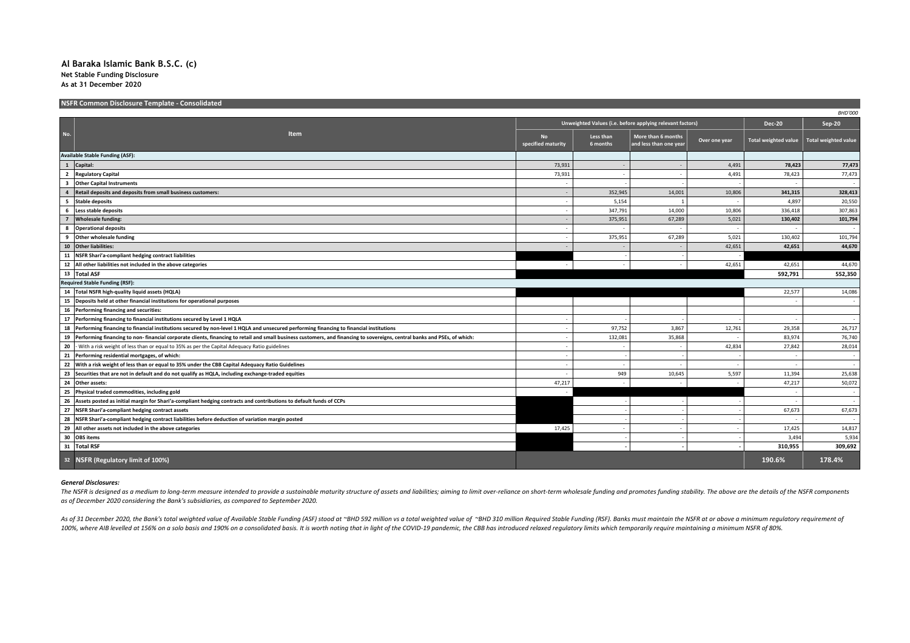# Al Baraka Islamic Bank B.S.C. (c)

**Net Stable Funding Disclosure**

**As at 31 December 2020**

## NSFR Common Disclosure Template - Consolidated

*BHD'000*

| No. | Item | Unweighted Values (i.e. before applying relevant factors) | | | | Dec-20 | Sep-20 |
|---|---|---|---|---|---|---|---|
| | | No specified maturity | Less than 6 months | More than 6 months and less than one year | Over one year | Total weighted value | Total weighted value |
| **Available Stable Funding (ASF):** | | | | | | | |
| 1 | **Capital:** | 73,931 | - | - | 4,491 | **78,423** | **77,473** |
| 2 | **Regulatory Capital** | 73,931 | - | - | 4,491 | 78,423 | 77,473 |
| 3 | **Other Capital Instruments** | - | - | - | - | - | - |
| 4 | **Retail deposits and deposits from small business customers:** | - | 352,945 | 14,001 | 10,806 | **341,315** | **328,413** |
| 5 | **Stable deposits** | - | 5,154 | 1 | - | 4,897 | 20,550 |
| 6 | **Less stable deposits** | - | 347,791 | 14,000 | 10,806 | 336,418 | 307,863 |
| 7 | **Wholesale funding:** | - | 375,951 | 67,289 | 5,021 | **130,402** | **101,794** |
| 8 | **Operational deposits** | - | - | - | - | - | - |
| 9 | **Other wholesale funding** | - | 375,951 | 67,289 | 5,021 | 130,402 | 101,794 |
| 10 | **Other liabilities:** | - | - | - | 42,651 | **42,651** | **44,670** |
| 11 | **NSFR Shari'a-compliant hedging contract liabilities** | | - | - | - | | |
| 12 | **All other liabilities not included in the above categories** | - | - | - | 42,651 | 42,651 | 44,670 |
| 13 | **Total ASF** | | | | | **592,791** | **552,350** |
| **Required Stable Funding (RSF):** | | | | | | | |
| 14 | **Total NSFR high-quality liquid assets (HQLA)** | | | | | 22,577 | 14,086 |
| 15 | **Deposits held at other financial institutions for operational purposes** | | | | | - | - |
| 16 | **Performing financing and securities:** | | | | | | |
| 17 | **Performing financing to financial institutions secured by Level 1 HQLA** | - | - | - | - | - | - |
| 18 | **Performing financing to financial institutions secured by non-level 1 HQLA and unsecured performing financing to financial institutions** | - | 97,752 | 3,867 | 12,761 | 29,358 | 26,717 |
| 19 | **Performing financing to non- financial corporate clients, financing to retail and small business customers, and financing to sovereigns, central banks and PSEs, of which:** | - | 132,081 | 35,868 | - | 83,974 | 76,740 |
| 20 | - With a risk weight of less than or equal to 35% as per the Capital Adequacy Ratio guidelines | - | - | - | 42,834 | 27,842 | 28,014 |
| 21 | **Performing residential mortgages, of which:** | - | - | - | - | - | - |
| 22 | **With a risk weight of less than or equal to 35% under the CBB Capital Adequacy Ratio Guidelines** | - | - | - | - | - | - |
| 23 | **Securities that are not in default and do not qualify as HQLA, including exchange-traded equities** | - | 949 | 10,645 | 5,597 | 11,394 | 25,638 |
| 24 | **Other assets:** | 47,217 | - | - | - | 47,217 | 50,072 |
| 25 | **Physical traded commodities, including gold** | - | | | | - | - |
| 26 | **Assets posted as initial margin for Shari'a-compliant hedging contracts and contributions to default funds of CCPs** | | - | - | - | - | - |
| 27 | **NSFR Shari'a-compliant hedging contract assets** | | - | - | - | 67,673 | 67,673 |
| 28 | **NSFR Shari'a-compliant hedging contract liabilities before deduction of variation margin posted** | | - | - | - | - | - |
| 29 | **All other assets not included in the above categories** | 17,425 | - | - | - | 17,425 | 14,817 |
| 30 | **OBS items** | | - | - | - | 3,494 | 5,934 |
| 31 | **Total RSF** | | - | - | - | **310,955** | **309,692** |
| 32 | **NSFR (Regulatory limit of 100%)** | | | | | **190.6%** | **178.4%** |

***General Disclosures:***

*The NSFR is designed as a medium to long-term measure intended to provide a sustainable maturity structure of assets and liabilities; aiming to limit over-reliance on short-term wholesale funding and promotes funding stability. The above are the details of the NSFR components as of December 2020 considering the Bank's subsidiaries, as compared to September 2020.*

*As of 31 December 2020, the Bank's total weighted value of Available Stable Funding (ASF) stood at ~BHD 592 million vs a total weighted value of ~BHD 310 million Required Stable Funding (RSF). Banks must maintain the NSFR at or above a minimum regulatory requirement of 100%, where AIB levelled at 156% on a solo basis and 190% on a consolidated basis. It is worth noting that in light of the COVID-19 pandemic, the CBB has introduced relaxed regulatory limits which temporarily require maintaining a minimum NSFR of 80%.*